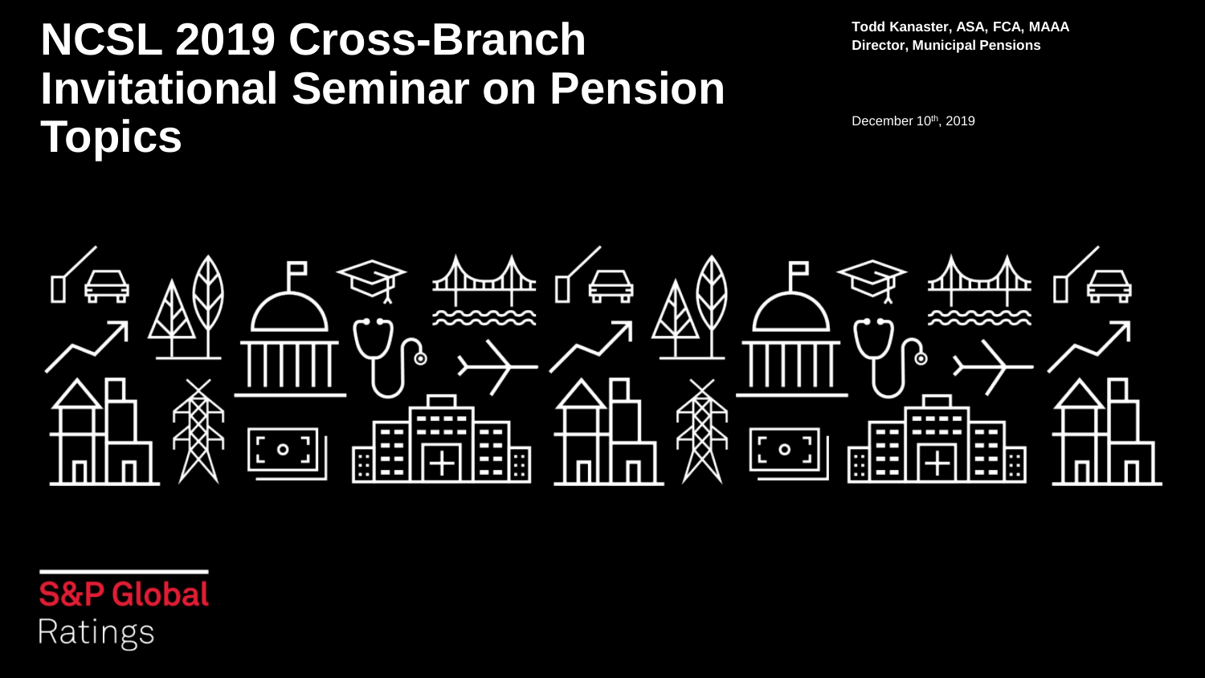# NCSL 2019 Cross-Branch Invitational Seminar on Pension Topics

**Todd Kanaster, ASA, FCA, MAAA**
**Director, Municipal Pensions**

December 10th, 2019

S&P Global
Ratings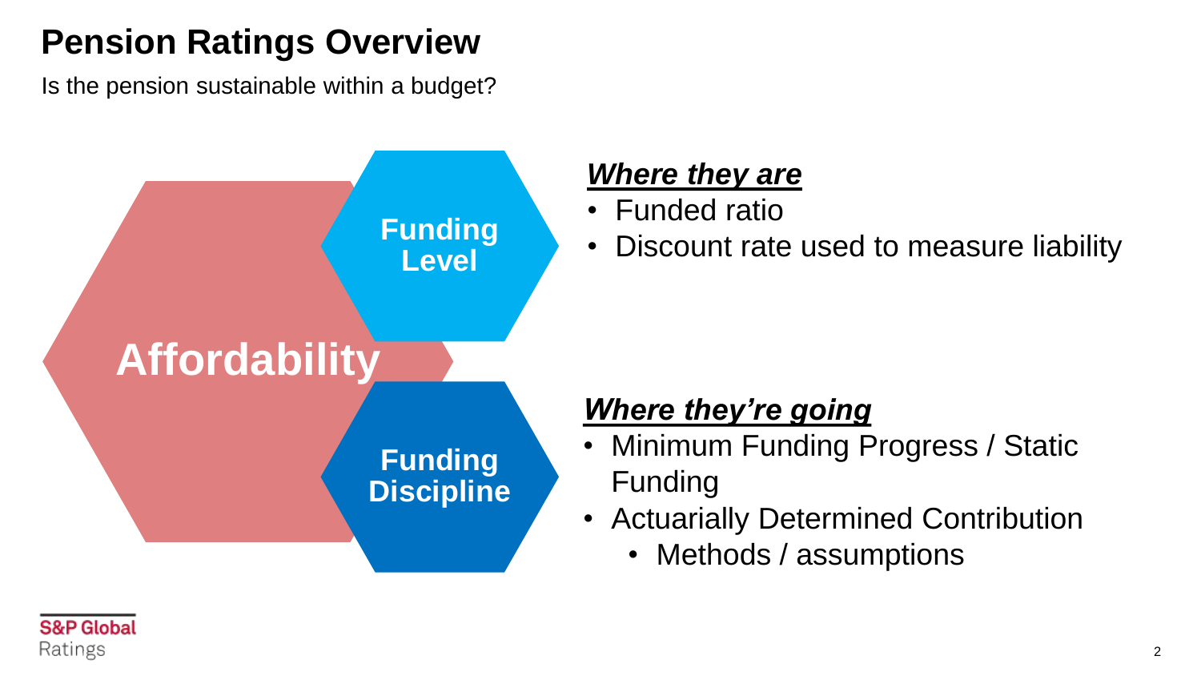# Pension Ratings Overview

Is the pension sustainable within a budget?

Affordability

Funding Level

Funding Discipline

***Where they are***

- Funded ratio
- Discount rate used to measure liability

***Where they're going***

- Minimum Funding Progress / Static Funding
- Actuarially Determined Contribution
  - Methods / assumptions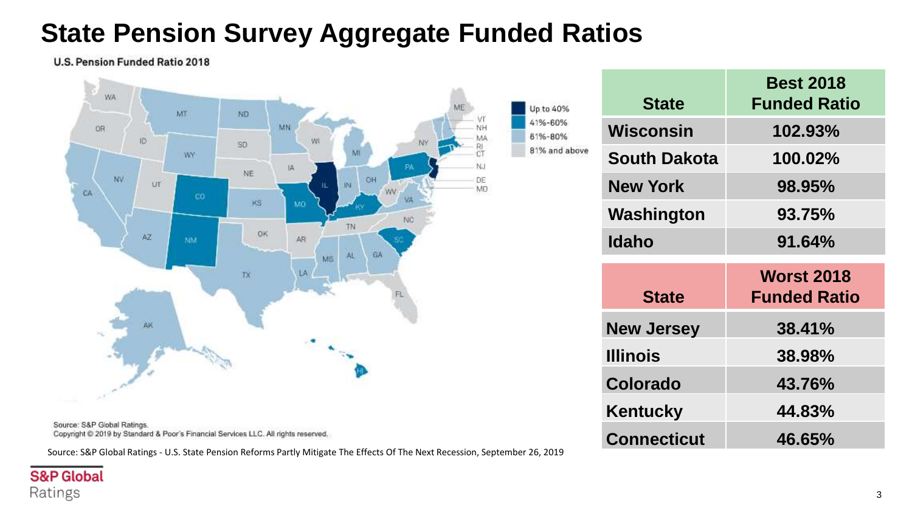# State Pension Survey Aggregate Funded Ratios

U.S. Pension Funded Ratio 2018

Up to 40%
41%-60%
61%-80%
81% and above

WA
OR
CA
MT
ID
NV
WY
UT
AZ
ND
SD
NE
CO
NM
KS
OK
TX
MN
IA
MO
AR
LA
WI
IL
MI
IN
KY
TN
MS
AL
OH
WV
VA
NC
SC
GA
FL
PA
NY
ME
VT
NH
MA
RI
CT
NJ
DE
MD
AK
HI

Source: S&P Global Ratings.
Copyright © 2019 by Standard & Poor's Financial Services LLC. All rights reserved.

Source: S&P Global Ratings - U.S. State Pension Reforms Partly Mitigate The Effects Of The Next Recession, September 26, 2019

| State | Best 2018 Funded Ratio |
|---|---|
| Wisconsin | 102.93% |
| South Dakota | 100.02% |
| New York | 98.95% |
| Washington | 93.75% |
| Idaho | 91.64% |

| State | Worst 2018 Funded Ratio |
|---|---|
| New Jersey | 38.41% |
| Illinois | 38.98% |
| Colorado | 43.76% |
| Kentucky | 44.83% |
| Connecticut | 46.65% |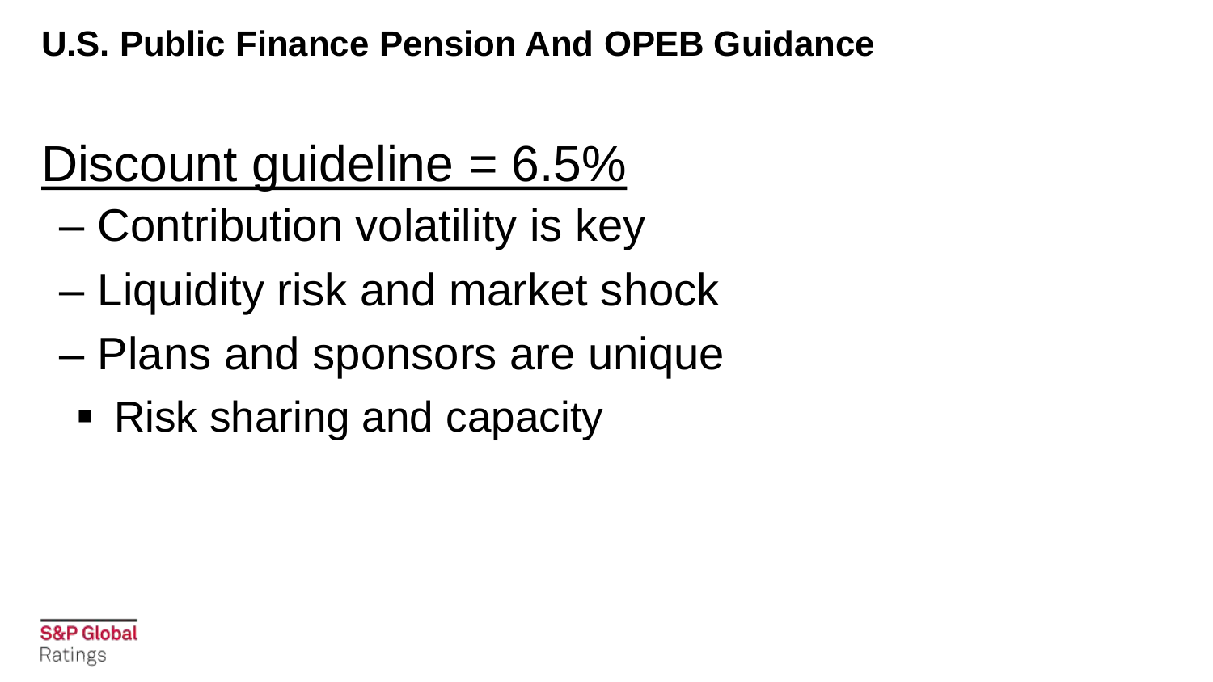## U.S. Public Finance Pension And OPEB Guidance

### Discount guideline = 6.5%

- Contribution volatility is key
- Liquidity risk and market shock
- Plans and sponsors are unique
  - Risk sharing and capacity

S&P Global Ratings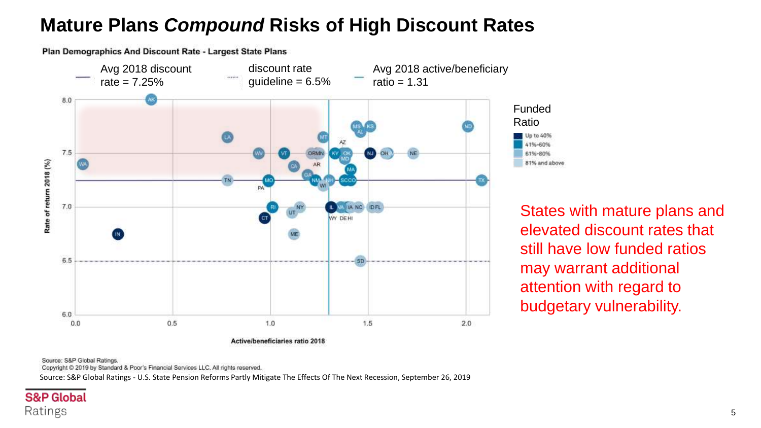# Mature Plans *Compound* Risks of High Discount Rates

**Plan Demographics And Discount Rate - Largest State Plans**

Avg 2018 discount rate = 7.25%

discount rate guideline = 6.5%

Avg 2018 active/beneficiary ratio = 1.31

Funded Ratio

Up to 40%

41%-60%

61%-80%

81% and above

Rate of return 2018 (%)

8.0

7.5

7.0

6.5

6.0

0.0

0.5

1.0

1.5

2.0

Active/beneficiaries ratio 2018

AK, LA, WA, WV, VT, OR, MN, MT, AZ, KY, OK, MD, MS, AL, KS, NJ, OH, NE, ND, CA, AR, GA, NM, NH, WI, SC, CO, MA, TN, MO, PA, TX, RI, CT, UT, NY, IL, VA, IA, NC, ID, FL, WY, DE, HI, IN, ME, SD

States with mature plans and elevated discount rates that still have low funded ratios may warrant additional attention with regard to budgetary vulnerability.

Source: S&P Global Ratings.
Copyright © 2019 by Standard & Poor's Financial Services LLC. All rights reserved.

Source: S&P Global Ratings - U.S. State Pension Reforms Partly Mitigate The Effects Of The Next Recession, September 26, 2019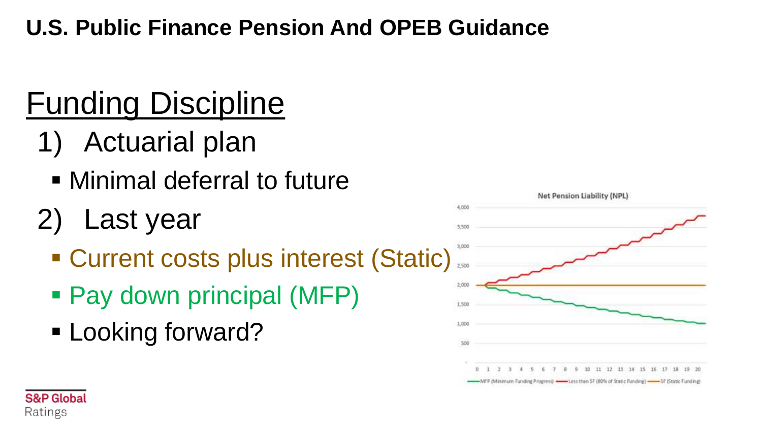# U.S. Public Finance Pension And OPEB Guidance

## Funding Discipline

1) Actuarial plan
   - Minimal deferral to future
2) Last year
   - Current costs plus interest (Static)
   - Pay down principal (MFP)
   - Looking forward?

Net Pension Liability (NPL)

4,000
3,500
3,000
2,500
2,000
1,500
1,000
500
-

0 1 2 3 4 5 6 7 8 9 10 11 12 13 14 15 16 17 18 19 20

MFP (Minimum Funding Progress) — Less than SF (80% of Static Funding) — SF (Static Funding)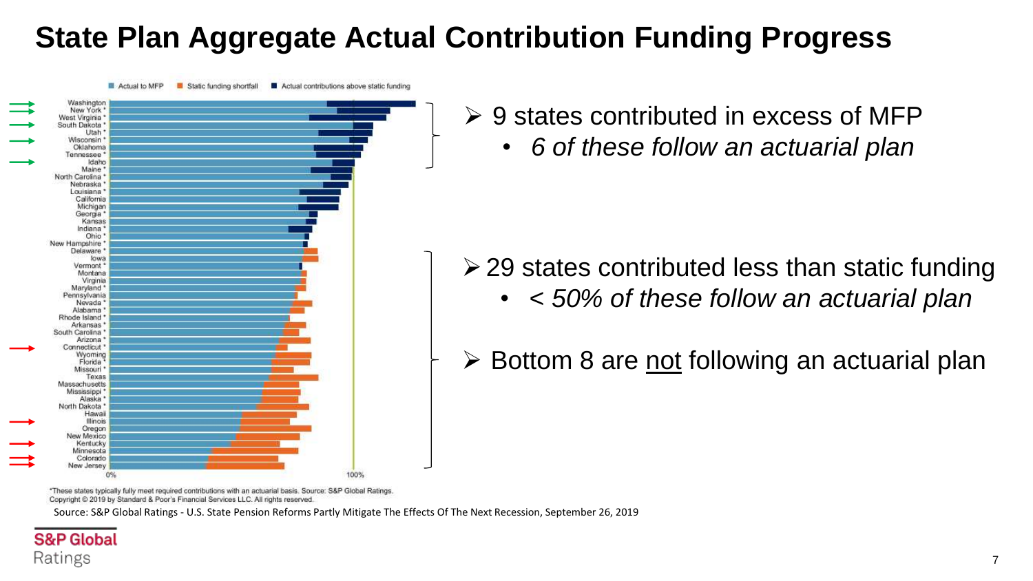# State Plan Aggregate Actual Contribution Funding Progress

Actual to MFP
Static funding shortfall
Actual contributions above static funding

Washington
New York *
West Virginia *
South Dakota *
Utah *
Wisconsin *
Oklahoma
Tennessee *
Idaho
Maine *
North Carolina *
Nebraska *
Louisiana *
California
Michigan
Georgia *
Kansas
Indiana *
Ohio *
New Hampshire *
Delaware *
Iowa
Vermont *
Montana
Virginia
Maryland *
Pennsylvania
Nevada *
Alabama *
Rhode Island *
Arkansas *
South Carolina *
Arizona *
Connecticut *
Wyoming
Florida *
Missouri *
Texas
Massachusetts
Mississippi *
Alaska *
North Dakota *
Hawaii
Illinois
Oregon
New Mexico
Kentucky
Minnesota
Colorado
New Jersey

0%
100%

- 9 states contributed in excess of MFP
  - *6 of these follow an actuarial plan*
- 29 states contributed less than static funding
  - *< 50% of these follow an actuarial plan*
- Bottom 8 are not following an actuarial plan

*These states typically fully meet required contributions with an actuarial basis. Source: S&P Global Ratings.
Copyright © 2019 by Standard & Poor's Financial Services LLC. All rights reserved.

Source: S&P Global Ratings - U.S. State Pension Reforms Partly Mitigate The Effects Of The Next Recession, September 26, 2019

S&P Global
Ratings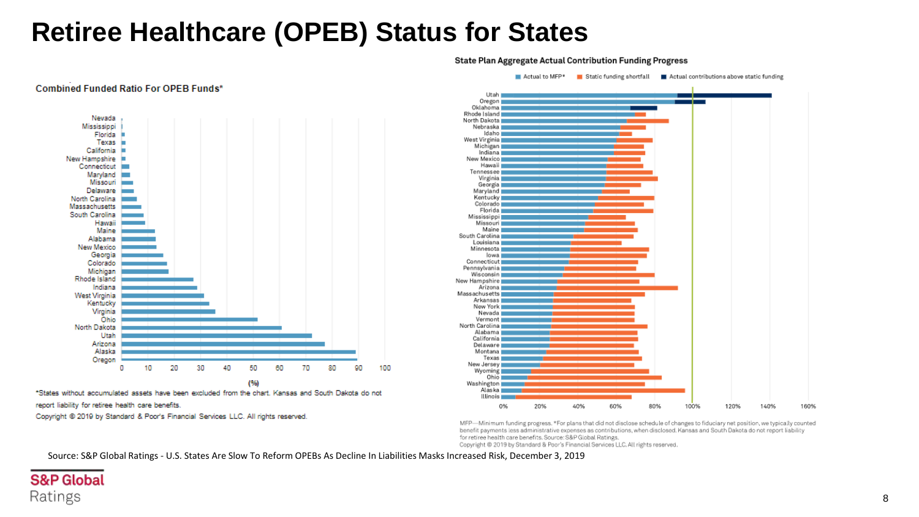# Retiree Healthcare (OPEB) Status for States

Combined Funded Ratio For OPEB Funds*

Nevada
Mississippi
Florida
Texas
California
New Hampshire
Connecticut
Maryland
Missouri
Delaware
North Carolina
Massachusetts
South Carolina
Hawaii
Maine
Alabama
New Mexico
Georgia
Colorado
Michigan
Rhode Island
Indiana
West Virginia
Kentucky
Virginia
Ohio
North Dakota
Utah
Arizona
Alaska
Oregon

0 10 20 30 40 50 60 70 80 90 100

(%)

*States without accumulated assets have been excluded from the chart. Kansas and South Dakota do not report liability for retiree health care benefits.

Copyright © 2019 by Standard & Poor's Financial Services LLC. All rights reserved.

State Plan Aggregate Actual Contribution Funding Progress

Actual to MFP* | Static funding shortfall | Actual contributions above static funding

Utah
Oregon
Oklahoma
Rhode Island
North Dakota
Nebraska
Idaho
West Virginia
Michigan
Indiana
New Mexico
Hawaii
Tennessee
Virginia
Georgia
Maryland
Kentucky
Colorado
Florida
Mississippi
Missouri
Maine
South Carolina
Louisiana
Minnesota
Iowa
Connecticut
Pennsylvania
Wisconsin
New Hampshire
Arizona
Massachusetts
Arkansas
New York
Nevada
Vermont
North Carolina
Alabama
California
Delaware
Montana
Texas
New Jersey
Wyoming
Ohio
Washington
Alaska
Illinois

0% 20% 40% 60% 80% 100% 120% 140% 160%

MFP—Minimum funding progress. *For plans that did not disclose schedule of changes to fiduciary net position, we typically counted benefit payments less administrative expenses as contributions, when disclosed. Kansas and South Dakota do not report liability for retiree health care benefits. Source: S&P Global Ratings.

Copyright © 2019 by Standard & Poor's Financial Services LLC. All rights reserved.

Source: S&P Global Ratings - U.S. States Are Slow To Reform OPEBs As Decline In Liabilities Masks Increased Risk, December 3, 2019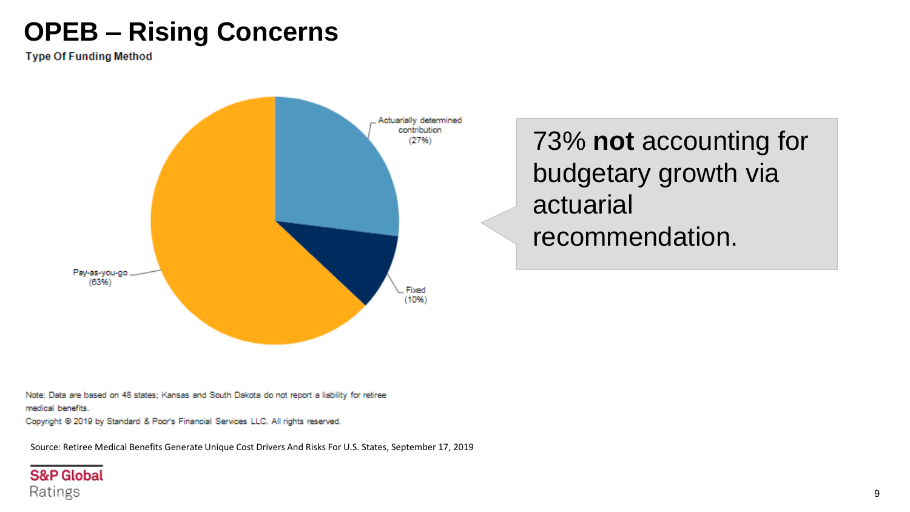# OPEB – Rising Concerns

**Type Of Funding Method**

Actuarially determined contribution (27%)

Fixed (10%)

Pay-as-you-go (63%)

73% **not** accounting for budgetary growth via actuarial recommendation.

Note: Data are based on 48 states; Kansas and South Dakota do not report a liability for retiree medical benefits.

Copyright © 2019 by Standard & Poor's Financial Services LLC. All rights reserved.

Source: Retiree Medical Benefits Generate Unique Cost Drivers And Risks For U.S. States, September 17, 2019

S&P Global Ratings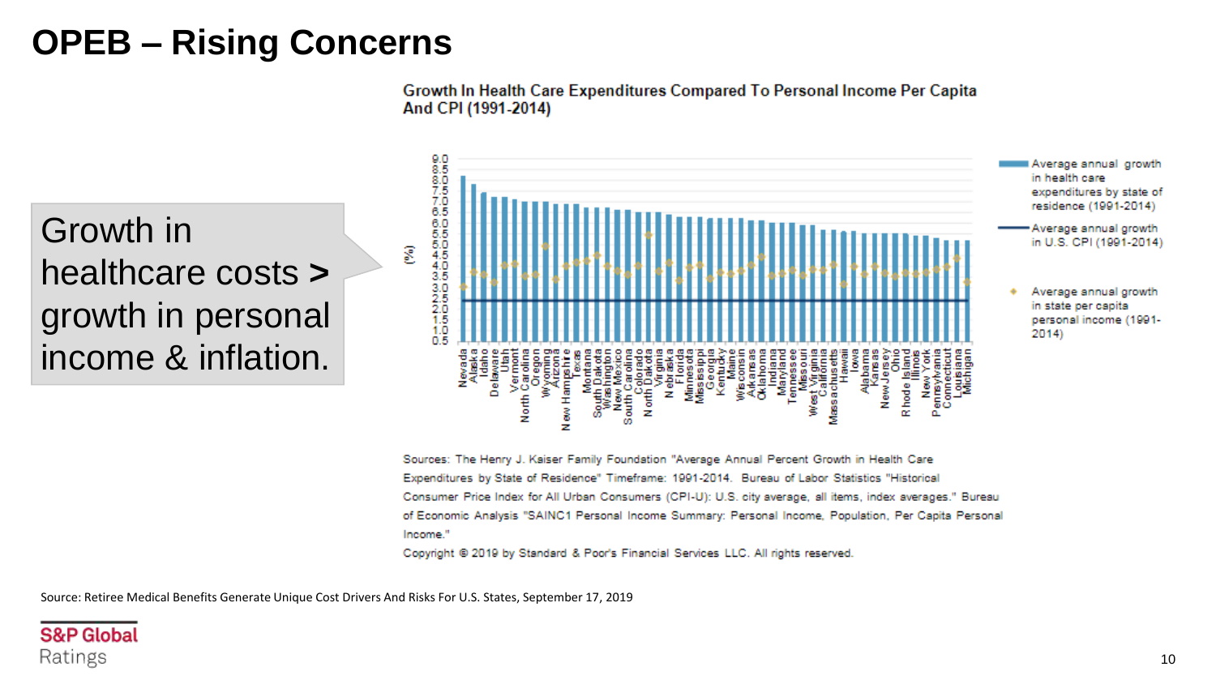# OPEB – Rising Concerns

Growth in healthcare costs **>** growth in personal income & inflation.

**Growth In Health Care Expenditures Compared To Personal Income Per Capita And CPI (1991-2014)**

(%)

9.0
8.5
8.0
7.5
7.0
6.5
6.0
5.5
5.0
4.5
4.0
3.5
3.0
2.5
2.0
1.5
1.0
0.5

Nevada, Alaska, Idaho, Delaware, Utah, Vermont, North Carolina, Oregon, Wyoming, Arizona, New Hampshire, Texas, Montana, South Dakota, Washington, New Mexico, South Carolina, Colorado, North Dakota, Virginia, Nebraska, Florida, Minnesota, Mississippi, Georgia, Kentucky, Maine, Wisconsin, Arkansas, Oklahoma, Indiana, Maryland, Tennessee, Missouri, West Virginia, California, Massachusetts, Hawaii, Iowa, Alabama, Kansas, New Jersey, Ohio, Rhode Island, Illinois, New York, Pennsylvania, Connecticut, Louisiana, Michigan

Average annual growth in health care expenditures by state of residence (1991-2014)

Average annual growth in U.S. CPI (1991-2014)

Average annual growth in state per capita personal income (1991-2014)

Sources: The Henry J. Kaiser Family Foundation "Average Annual Percent Growth in Health Care Expenditures by State of Residence" Timeframe: 1991-2014. Bureau of Labor Statistics "Historical Consumer Price Index for All Urban Consumers (CPI-U): U.S. city average, all items, index averages." Bureau of Economic Analysis "SAINC1 Personal Income Summary: Personal Income, Population, Per Capita Personal Income."

Copyright © 2019 by Standard & Poor's Financial Services LLC. All rights reserved.

Source: Retiree Medical Benefits Generate Unique Cost Drivers And Risks For U.S. States, September 17, 2019